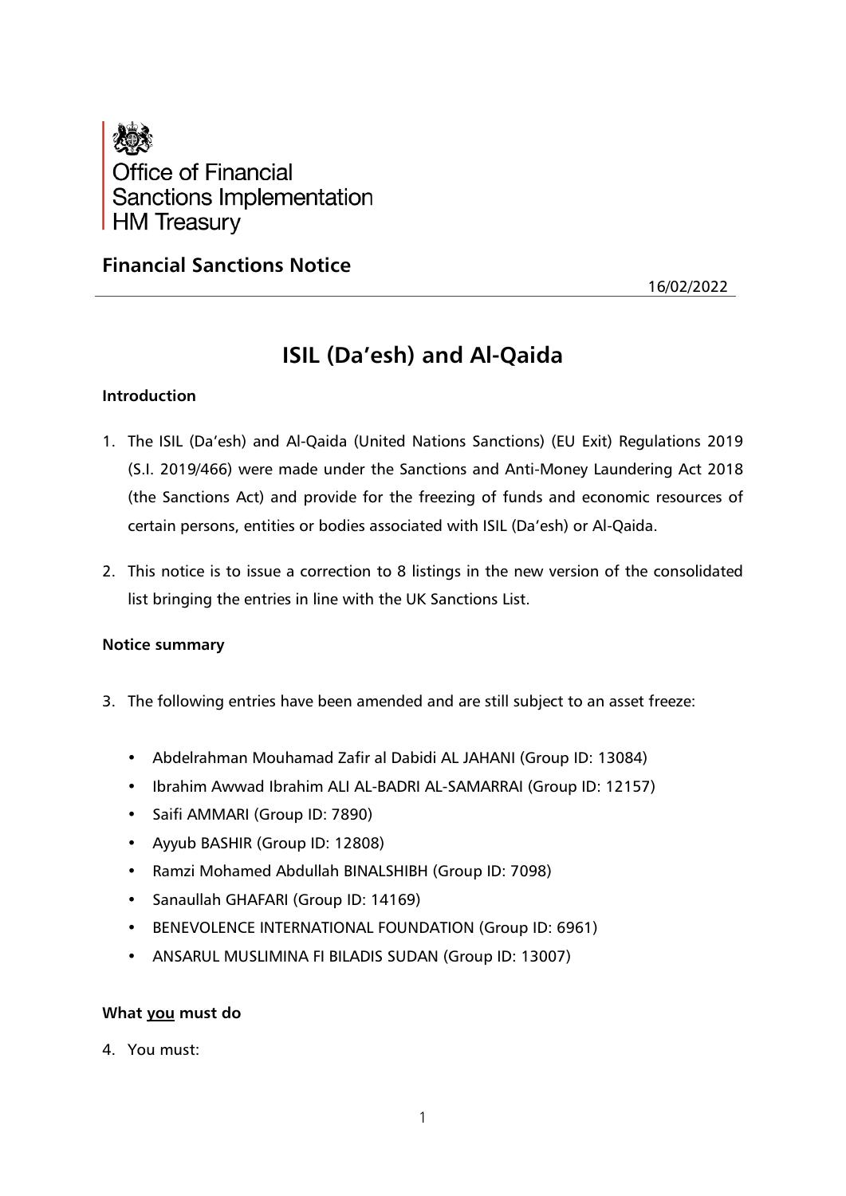Office of Financial Sanctions Implementation
HM Treasury

## Financial Sanctions Notice

16/02/2022

# ISIL (Da'esh) and Al-Qaida

### Introduction

1. The ISIL (Da'esh) and Al-Qaida (United Nations Sanctions) (EU Exit) Regulations 2019 (S.I. 2019/466) were made under the Sanctions and Anti-Money Laundering Act 2018 (the Sanctions Act) and provide for the freezing of funds and economic resources of certain persons, entities or bodies associated with ISIL (Da'esh) or Al-Qaida.

2. This notice is to issue a correction to 8 listings in the new version of the consolidated list bringing the entries in line with the UK Sanctions List.

### Notice summary

3. The following entries have been amended and are still subject to an asset freeze:

   - Abdelrahman Mouhamad Zafir al Dabidi AL JAHANI (Group ID: 13084)
   - Ibrahim Awwad Ibrahim ALI AL-BADRI AL-SAMARRAI (Group ID: 12157)
   - Saifi AMMARI (Group ID: 7890)
   - Ayyub BASHIR (Group ID: 12808)
   - Ramzi Mohamed Abdullah BINALSHIBH (Group ID: 7098)
   - Sanaullah GHAFARI (Group ID: 14169)
   - BENEVOLENCE INTERNATIONAL FOUNDATION (Group ID: 6961)
   - ANSARUL MUSLIMINA FI BILADIS SUDAN (Group ID: 13007)

### What you must do

4. You must: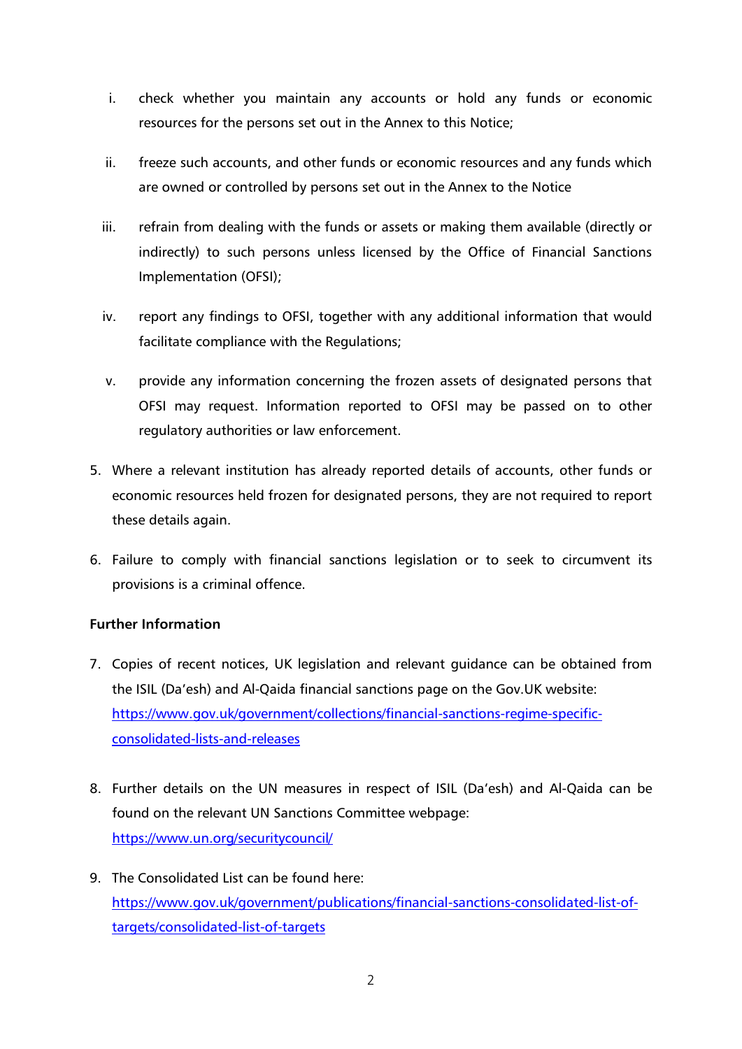i. check whether you maintain any accounts or hold any funds or economic resources for the persons set out in the Annex to this Notice;

ii. freeze such accounts, and other funds or economic resources and any funds which are owned or controlled by persons set out in the Annex to the Notice

iii. refrain from dealing with the funds or assets or making them available (directly or indirectly) to such persons unless licensed by the Office of Financial Sanctions Implementation (OFSI);

iv. report any findings to OFSI, together with any additional information that would facilitate compliance with the Regulations;

v. provide any information concerning the frozen assets of designated persons that OFSI may request. Information reported to OFSI may be passed on to other regulatory authorities or law enforcement.

5. Where a relevant institution has already reported details of accounts, other funds or economic resources held frozen for designated persons, they are not required to report these details again.

6. Failure to comply with financial sanctions legislation or to seek to circumvent its provisions is a criminal offence.

**Further Information**

7. Copies of recent notices, UK legislation and relevant guidance can be obtained from the ISIL (Da'esh) and Al-Qaida financial sanctions page on the Gov.UK website: [https://www.gov.uk/government/collections/financial-sanctions-regime-specific-consolidated-lists-and-releases](https://www.gov.uk/government/collections/financial-sanctions-regime-specific-consolidated-lists-and-releases)

8. Further details on the UN measures in respect of ISIL (Da'esh) and Al-Qaida can be found on the relevant UN Sanctions Committee webpage: [https://www.un.org/securitycouncil/](https://www.un.org/securitycouncil/)

9. The Consolidated List can be found here: [https://www.gov.uk/government/publications/financial-sanctions-consolidated-list-of-targets/consolidated-list-of-targets](https://www.gov.uk/government/publications/financial-sanctions-consolidated-list-of-targets/consolidated-list-of-targets)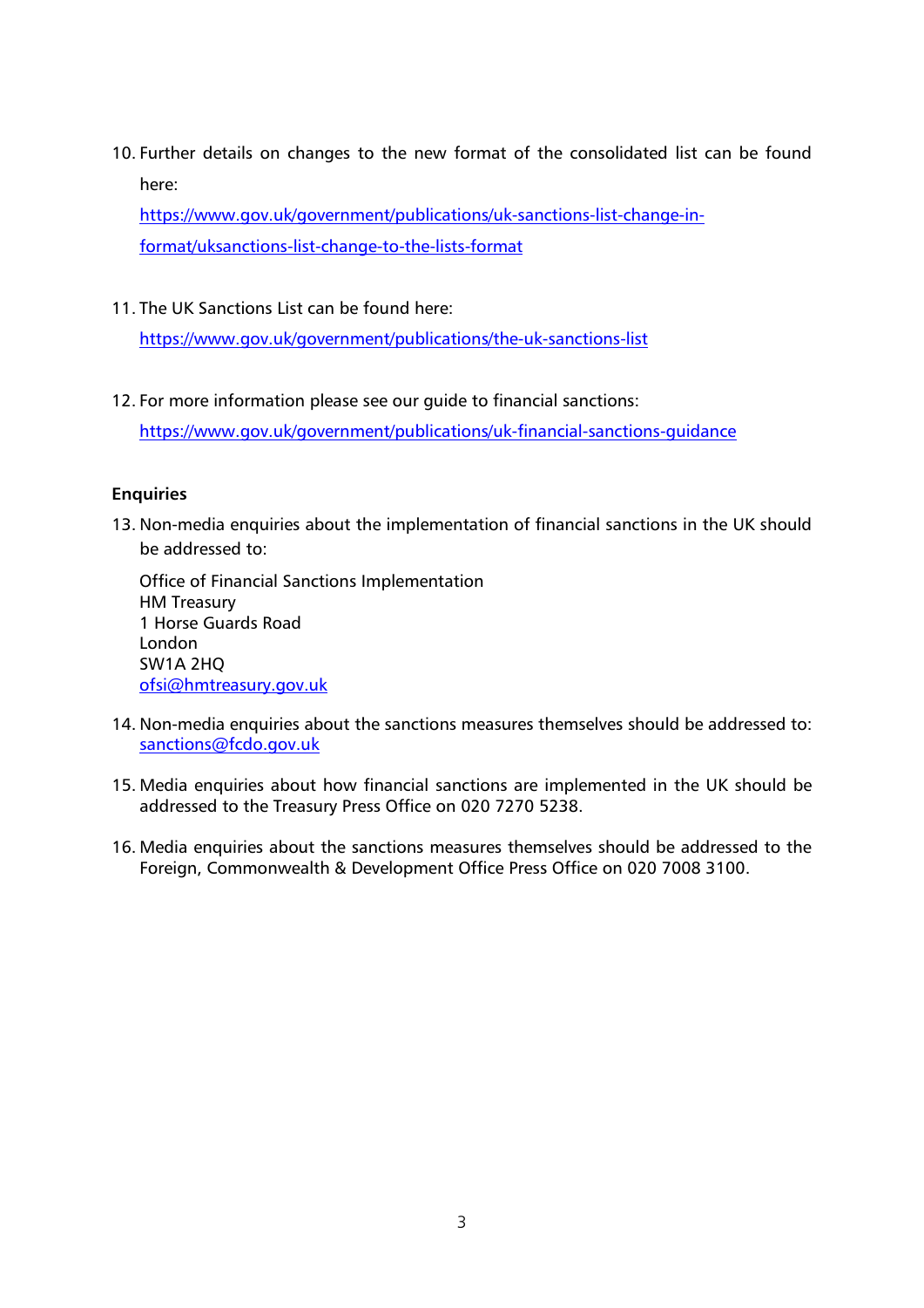10. Further details on changes to the new format of the consolidated list can be found here: [https://www.gov.uk/government/publications/uk-sanctions-list-change-in-format/uksanctions-list-change-to-the-lists-format](https://www.gov.uk/government/publications/uk-sanctions-list-change-in-format/uksanctions-list-change-to-the-lists-format)

11. The UK Sanctions List can be found here: [https://www.gov.uk/government/publications/the-uk-sanctions-list](https://www.gov.uk/government/publications/the-uk-sanctions-list)

12. For more information please see our guide to financial sanctions: [https://www.gov.uk/government/publications/uk-financial-sanctions-guidance](https://www.gov.uk/government/publications/uk-financial-sanctions-guidance)

**Enquiries**

13. Non-media enquiries about the implementation of financial sanctions in the UK should be addressed to:

    Office of Financial Sanctions Implementation
    HM Treasury
    1 Horse Guards Road
    London
    SW1A 2HQ
    [ofsi@hmtreasury.gov.uk](mailto:ofsi@hmtreasury.gov.uk)

14. Non-media enquiries about the sanctions measures themselves should be addressed to: [sanctions@fcdo.gov.uk](mailto:sanctions@fcdo.gov.uk)

15. Media enquiries about how financial sanctions are implemented in the UK should be addressed to the Treasury Press Office on 020 7270 5238.

16. Media enquiries about the sanctions measures themselves should be addressed to the Foreign, Commonwealth & Development Office Press Office on 020 7008 3100.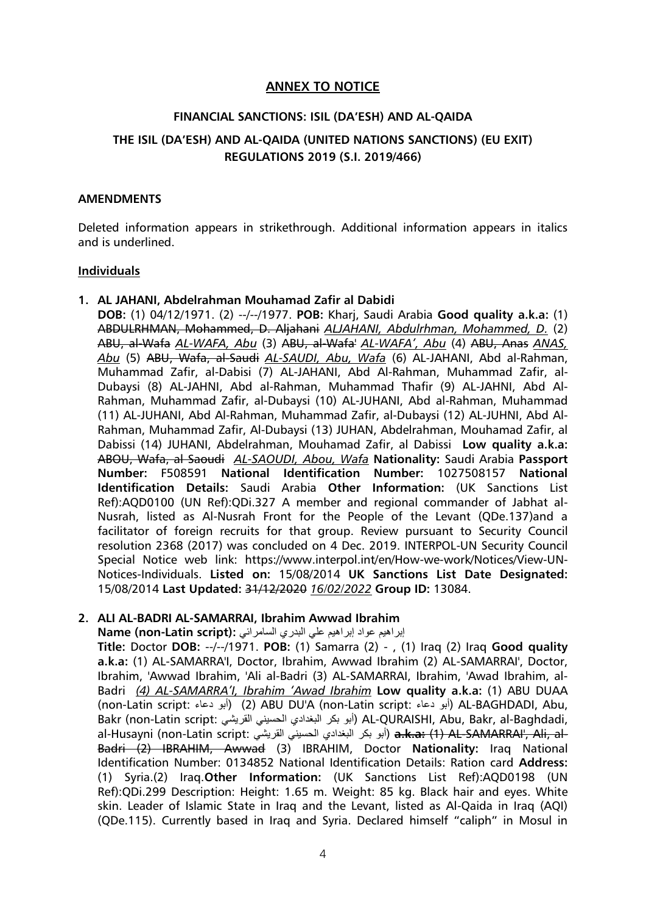## ANNEX TO NOTICE

### FINANCIAL SANCTIONS: ISIL (DA'ESH) AND AL-QAIDA

### THE ISIL (DA'ESH) AND AL-QAIDA (UNITED NATIONS SANCTIONS) (EU EXIT) REGULATIONS 2019 (S.I. 2019/466)

**AMENDMENTS**

Deleted information appears in strikethrough. Additional information appears in italics and is underlined.

**Individuals**

1. **AL JAHANI, Abdelrahman Mouhamad Zafir al Dabidi**
   **DOB:** (1) 04/12/1971. (2) --/--/1977. **POB:** Kharj, Saudi Arabia **Good quality a.k.a:** (1) ~~ABDULRHMAN, Mohammed, D. Aljahani~~ *<u>ALJAHANI, Abdulrhman, Mohammed, D.</u>* (2) ~~ABU, al-Wafa~~ *<u>AL-WAFA, Abu</u>* (3) ~~ABU, al-Wafa'~~ *<u>AL-WAFA', Abu</u>* (4) ~~ABU, Anas~~ *<u>ANAS, Abu</u>* (5) ~~ABU, Wafa, al-Saudi~~ *<u>AL-SAUDI, Abu, Wafa</u>* (6) AL-JAHANI, Abd al-Rahman, Muhammad Zafir, al-Dabisi (7) AL-JAHANI, Abd Al-Rahman, Muhammad Zafir, al-Dubaysi (8) AL-JAHNI, Abd al-Rahman, Muhammad Thafir (9) AL-JAHNI, Abd Al-Rahman, Muhammad Zafir, al-Dubaysi (10) AL-JUHANI, Abd al-Rahman, Muhammad (11) AL-JUHANI, Abd Al-Rahman, Muhammad Zafir, al-Dubaysi (12) AL-JUHNI, Abd Al-Rahman, Muhammad Zafir, Al-Dubaysi (13) JUHAN, Abdelrahman, Mouhamad Zafir, al Dabissi (14) JUHANI, Abdelrahman, Mouhamad Zafir, al Dabissi **Low quality a.k.a:** ~~ABOU, Wafa, al Saoudi~~ *<u>AL-SAOUDI, Abou, Wafa</u>* **Nationality:** Saudi Arabia **Passport Number:** F508591 **National Identification Number:** 1027508157 **National Identification Details:** Saudi Arabia **Other Information:** (UK Sanctions List Ref):AQD0100 (UN Ref):QDi.327 A member and regional commander of Jabhat al-Nusrah, listed as Al-Nusrah Front for the People of the Levant (QDe.137)and a facilitator of foreign recruits for that group. Review pursuant to Security Council resolution 2368 (2017) was concluded on 4 Dec. 2019. INTERPOL-UN Security Council Special Notice web link: https://www.interpol.int/en/How-we-work/Notices/View-UN-Notices-Individuals. **Listed on:** 15/08/2014 **UK Sanctions List Date Designated:** 15/08/2014 **Last Updated:** ~~31/12/2020~~ *<u>16/02/2022</u>* **Group ID:** 13084.

2. **ALI AL-BADRI AL-SAMARRAI, Ibrahim Awwad Ibrahim**
   **Name (non-Latin script):** إبراهيم عواد إبراهيم علي البدري السامرائي
   **Title:** Doctor **DOB:** --/--/1971. **POB:** (1) Samarra (2) - , (1) Iraq (2) Iraq **Good quality a.k.a:** (1) AL-SAMARRA'I, Doctor, Ibrahim, Awwad Ibrahim (2) AL-SAMARRAI', Doctor, Ibrahim, 'Awwad Ibrahim, 'Ali al-Badri (3) AL-SAMARRAI, Ibrahim, 'Awad Ibrahim, al-Badri *<u>(4) AL-SAMARRA'I, Ibrahim 'Awad Ibrahim</u>* **Low quality a.k.a:** (1) ABU DUAA (non-Latin script: أبو دعاء) (2) ABU DU'A (non-Latin script: أبو دعاء) AL-BAGHDADI, Abu, Bakr (non-Latin script: أبو بكر البغدادي الحسيني القريشي) AL-QURAISHI, Abu, Bakr, al-Baghdadi, al-Husayni (non-Latin script: أبو بكر البغدادي الحسيني القريشي) ~~**a.k.a:** (1) AL-SAMARRAI', Ali, al-Badri (2) IBRAHIM, Awwad~~ (3) IBRAHIM, Doctor **Nationality:** Iraq National Identification Number: 0134852 National Identification Details: Ration card **Address:** (1) Syria.(2) Iraq.**Other Information:** (UK Sanctions List Ref):AQD0198 (UN Ref):QDi.299 Description: Height: 1.65 m. Weight: 85 kg. Black hair and eyes. White skin. Leader of Islamic State in Iraq and the Levant, listed as Al-Qaida in Iraq (AQI) (QDe.115). Currently based in Iraq and Syria. Declared himself "caliph" in Mosul in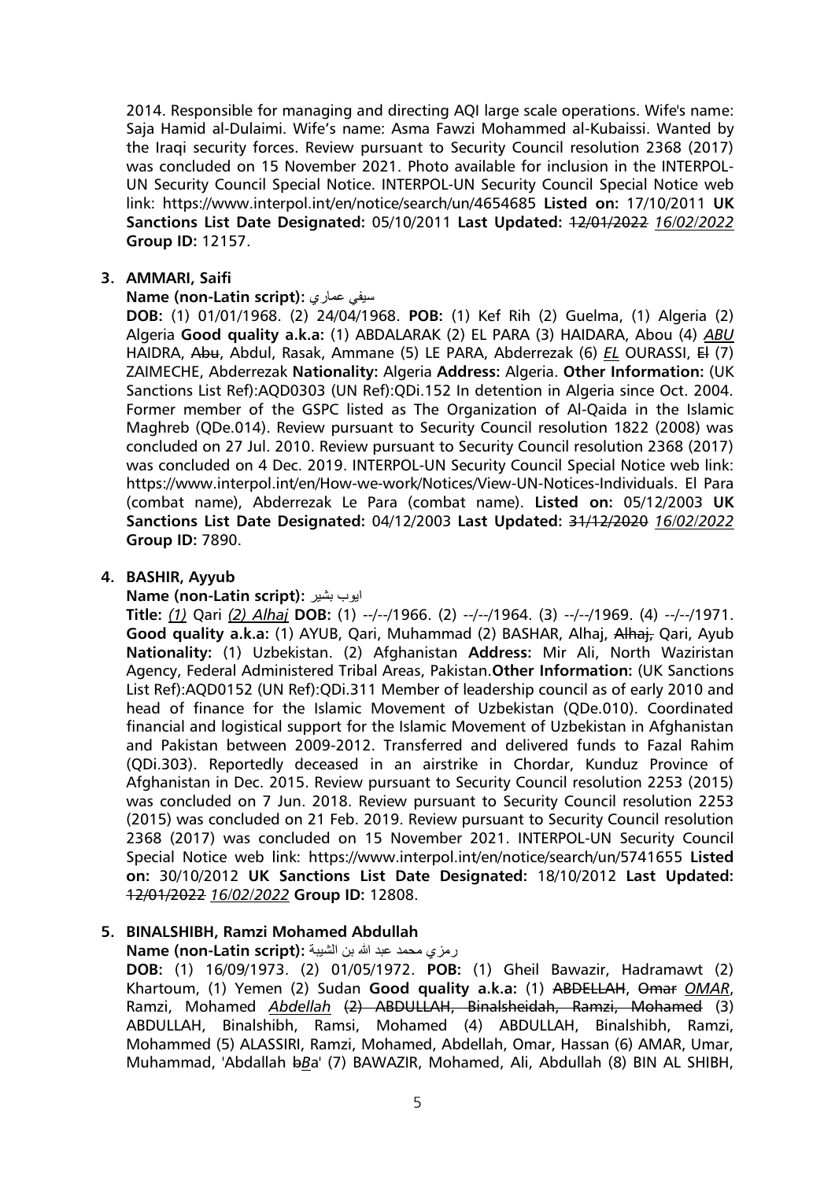2014. Responsible for managing and directing AQI large scale operations. Wife's name: Saja Hamid al-Dulaimi. Wife's name: Asma Fawzi Mohammed al-Kubaissi. Wanted by the Iraqi security forces. Review pursuant to Security Council resolution 2368 (2017) was concluded on 15 November 2021. Photo available for inclusion in the INTERPOL-UN Security Council Special Notice. INTERPOL-UN Security Council Special Notice web link: https://www.interpol.int/en/notice/search/un/4654685 **Listed on:** 17/10/2011 **UK Sanctions List Date Designated:** 05/10/2011 **Last Updated:** ~~12/01/2022~~ *16/02/2022* **Group ID:** 12157.

**3. AMMARI, Saifi**

**Name (non-Latin script):** سيفي عماري

**DOB:** (1) 01/01/1968. (2) 24/04/1968. **POB:** (1) Kef Rih (2) Guelma, (1) Algeria (2) Algeria **Good quality a.k.a:** (1) ABDALARAK (2) EL PARA (3) HAIDARA, Abou (4) *ABU* HAIDRA, ~~Abu~~, Abdul, Rasak, Ammane (5) LE PARA, Abderrezak (6) *EL* OURASSI, ~~El~~ (7) ZAIMECHE, Abderrezak **Nationality:** Algeria **Address:** Algeria. **Other Information:** (UK Sanctions List Ref):AQD0303 (UN Ref):QDi.152 In detention in Algeria since Oct. 2004. Former member of the GSPC listed as The Organization of Al-Qaida in the Islamic Maghreb (QDe.014). Review pursuant to Security Council resolution 1822 (2008) was concluded on 27 Jul. 2010. Review pursuant to Security Council resolution 2368 (2017) was concluded on 4 Dec. 2019. INTERPOL-UN Security Council Special Notice web link: https://www.interpol.int/en/How-we-work/Notices/View-UN-Notices-Individuals. El Para (combat name), Abderrezak Le Para (combat name). **Listed on:** 05/12/2003 **UK Sanctions List Date Designated:** 04/12/2003 **Last Updated:** ~~31/12/2020~~ *16/02/2022* **Group ID:** 7890.

**4. BASHIR, Ayyub**

**Name (non-Latin script):** ايوب بشير

**Title:** *(1)* Qari *(2) Alhaj* **DOB:** (1) --/--/1966. (2) --/--/1964. (3) --/--/1969. (4) --/--/1971. **Good quality a.k.a:** (1) AYUB, Qari, Muhammad (2) BASHAR, Alhaj, ~~Alhaj,~~ Qari, Ayub **Nationality:** (1) Uzbekistan. (2) Afghanistan **Address:** Mir Ali, North Waziristan Agency, Federal Administered Tribal Areas, Pakistan.**Other Information:** (UK Sanctions List Ref):AQD0152 (UN Ref):QDi.311 Member of leadership council as of early 2010 and head of finance for the Islamic Movement of Uzbekistan (QDe.010). Coordinated financial and logistical support for the Islamic Movement of Uzbekistan in Afghanistan and Pakistan between 2009-2012. Transferred and delivered funds to Fazal Rahim (QDi.303). Reportedly deceased in an airstrike in Chordar, Kunduz Province of Afghanistan in Dec. 2015. Review pursuant to Security Council resolution 2253 (2015) was concluded on 7 Jun. 2018. Review pursuant to Security Council resolution 2253 (2015) was concluded on 21 Feb. 2019. Review pursuant to Security Council resolution 2368 (2017) was concluded on 15 November 2021. INTERPOL-UN Security Council Special Notice web link: https://www.interpol.int/en/notice/search/un/5741655 **Listed on:** 30/10/2012 **UK Sanctions List Date Designated:** 18/10/2012 **Last Updated:** ~~12/01/2022~~ *16/02/2022* **Group ID:** 12808.

**5. BINALSHIBH, Ramzi Mohamed Abdullah**

**Name (non-Latin script):** رمزي محمد عبد الله بن الشيبة

**DOB:** (1) 16/09/1973. (2) 01/05/1972. **POB:** (1) Gheil Bawazir, Hadramawt (2) Khartoum, (1) Yemen (2) Sudan **Good quality a.k.a:** (1) ~~ABDELLAH~~, ~~Omar~~ *OMAR*, Ramzi, Mohamed *Abdellah* ~~(2) ABDULLAH, Binalsheidah, Ramzi, Mohamed~~ (3) ABDULLAH, Binalshibh, Ramsi, Mohamed (4) ABDULLAH, Binalshibh, Ramzi, Mohammed (5) ALASSIRI, Ramzi, Mohamed, Abdellah, Omar, Hassan (6) AMAR, Umar, Muhammad, 'Abdallah ~~b~~*B*a' (7) BAWAZIR, Mohamed, Ali, Abdullah (8) BIN AL SHIBH,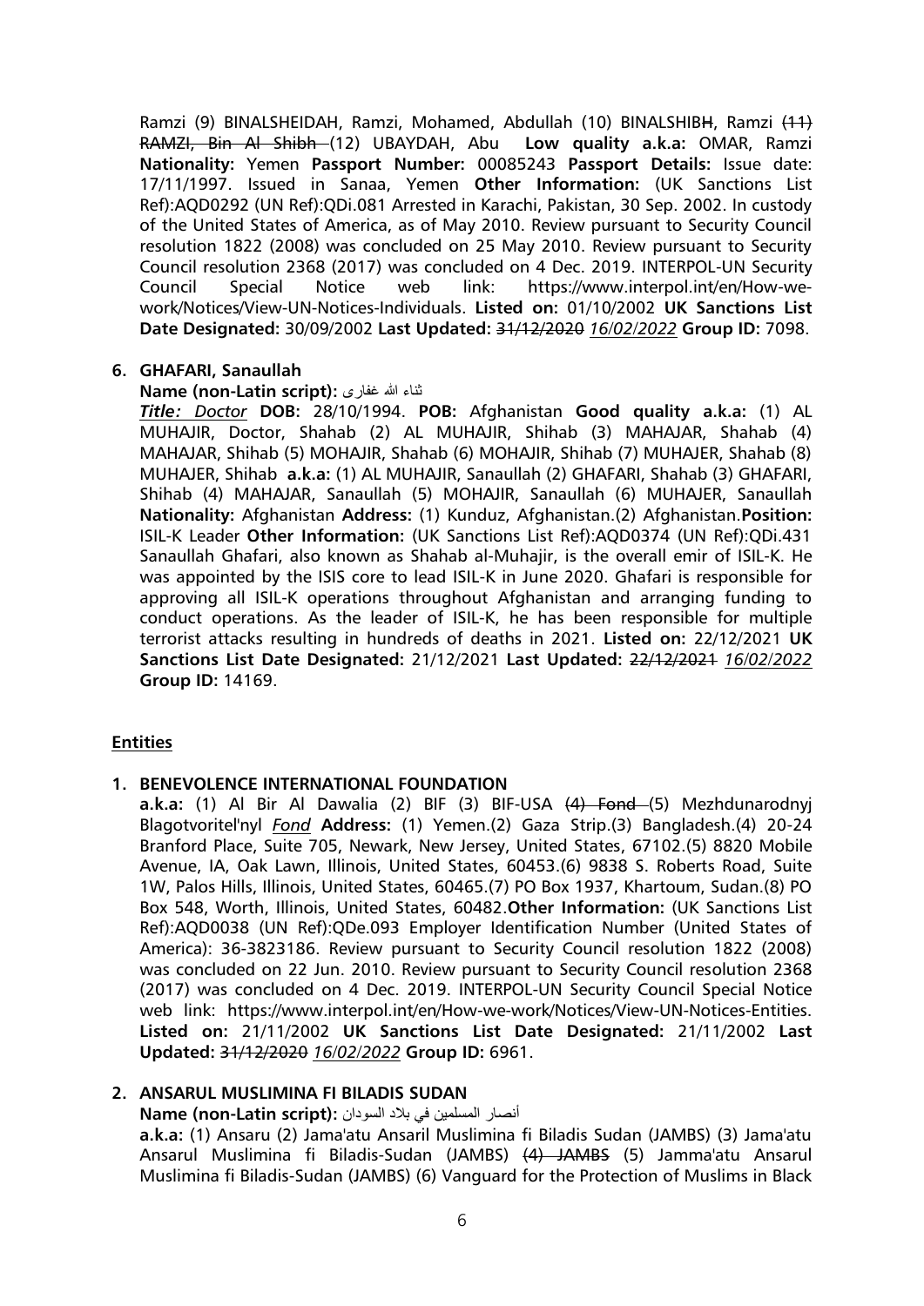Ramzi (9) BINALSHEIDAH, Ramzi, Mohamed, Abdullah (10) BINALSHIBH, Ramzi ~~(11) RAMZI, Bin Al Shibh~~ (12) UBAYDAH, Abu **Low quality a.k.a:** OMAR, Ramzi **Nationality:** Yemen **Passport Number:** 00085243 **Passport Details:** Issue date: 17/11/1997. Issued in Sanaa, Yemen **Other Information:** (UK Sanctions List Ref):AQD0292 (UN Ref):QDi.081 Arrested in Karachi, Pakistan, 30 Sep. 2002. In custody of the United States of America, as of May 2010. Review pursuant to Security Council resolution 1822 (2008) was concluded on 25 May 2010. Review pursuant to Security Council resolution 2368 (2017) was concluded on 4 Dec. 2019. INTERPOL-UN Security Council Special Notice web link: https://www.interpol.int/en/How-we-work/Notices/View-UN-Notices-Individuals. **Listed on:** 01/10/2002 **UK Sanctions List Date Designated:** 30/09/2002 **Last Updated:** ~~31/12/2020~~ *16/02/2022* **Group ID:** 7098.

6. **GHAFARI, Sanaullah**

   **Name (non-Latin script):** ثناء الله غفاری

   ***Title: Doctor*** **DOB:** 28/10/1994. **POB:** Afghanistan **Good quality a.k.a:** (1) AL MUHAJIR, Doctor, Shahab (2) AL MUHAJIR, Shihab (3) MAHAJAR, Shahab (4) MAHAJAR, Shihab (5) MOHAJIR, Shahab (6) MOHAJIR, Shihab (7) MUHAJER, Shahab (8) MUHAJER, Shihab **a.k.a:** (1) AL MUHAJIR, Sanaullah (2) GHAFARI, Shahab (3) GHAFARI, Shihab (4) MAHAJAR, Sanaullah (5) MOHAJIR, Sanaullah (6) MUHAJER, Sanaullah **Nationality:** Afghanistan **Address:** (1) Kunduz, Afghanistan.(2) Afghanistan.**Position:** ISIL-K Leader **Other Information:** (UK Sanctions List Ref):AQD0374 (UN Ref):QDi.431 Sanaullah Ghafari, also known as Shahab al-Muhajir, is the overall emir of ISIL-K. He was appointed by the ISIS core to lead ISIL-K in June 2020. Ghafari is responsible for approving all ISIL-K operations throughout Afghanistan and arranging funding to conduct operations. As the leader of ISIL-K, he has been responsible for multiple terrorist attacks resulting in hundreds of deaths in 2021. **Listed on:** 22/12/2021 **UK Sanctions List Date Designated:** 21/12/2021 **Last Updated:** ~~22/12/2021~~ *16/02/2022* **Group ID:** 14169.

## Entities

1. **BENEVOLENCE INTERNATIONAL FOUNDATION**

   **a.k.a:** (1) Al Bir Al Dawalia (2) BIF (3) BIF-USA ~~(4) Fond~~ (5) Mezhdunarodnyj Blagotvoritel'nyl *Fond* **Address:** (1) Yemen.(2) Gaza Strip.(3) Bangladesh.(4) 20-24 Branford Place, Suite 705, Newark, New Jersey, United States, 67102.(5) 8820 Mobile Avenue, IA, Oak Lawn, Illinois, United States, 60453.(6) 9838 S. Roberts Road, Suite 1W, Palos Hills, Illinois, United States, 60465.(7) PO Box 1937, Khartoum, Sudan.(8) PO Box 548, Worth, Illinois, United States, 60482.**Other Information:** (UK Sanctions List Ref):AQD0038 (UN Ref):QDe.093 Employer Identification Number (United States of America): 36-3823186. Review pursuant to Security Council resolution 1822 (2008) was concluded on 22 Jun. 2010. Review pursuant to Security Council resolution 2368 (2017) was concluded on 4 Dec. 2019. INTERPOL-UN Security Council Special Notice web link: https://www.interpol.int/en/How-we-work/Notices/View-UN-Notices-Entities. **Listed on:** 21/11/2002 **UK Sanctions List Date Designated:** 21/11/2002 **Last Updated:** ~~31/12/2020~~ *16/02/2022* **Group ID:** 6961.

2. **ANSARUL MUSLIMINA FI BILADIS SUDAN**

   **Name (non-Latin script):** أنصار المسلمين في بلاد السودان

   **a.k.a:** (1) Ansaru (2) Jama'atu Ansaril Muslimina fi Biladis Sudan (JAMBS) (3) Jama'atu Ansarul Muslimina fi Biladis-Sudan (JAMBS) ~~(4) JAMBS~~ (5) Jamma'atu Ansarul Muslimina fi Biladis-Sudan (JAMBS) (6) Vanguard for the Protection of Muslims in Black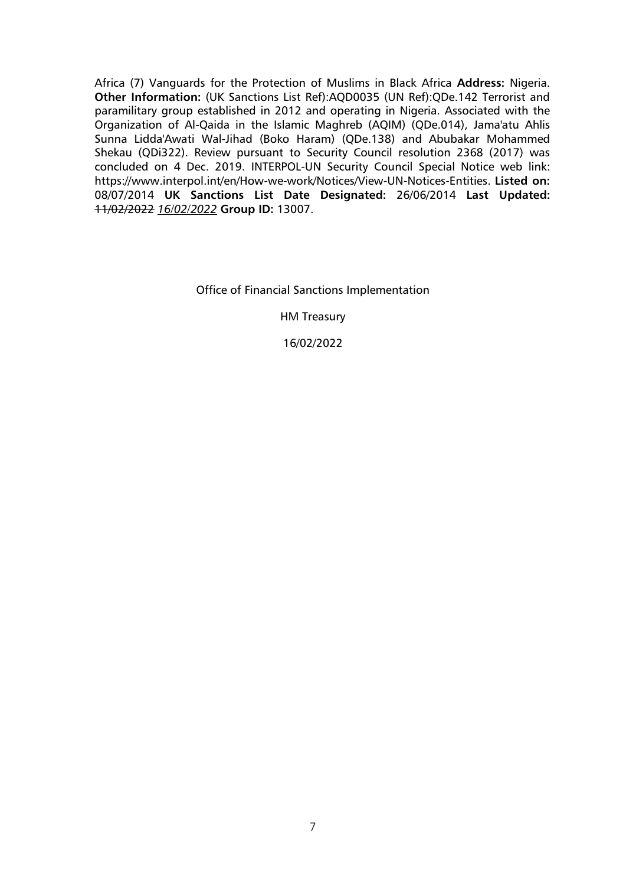Africa (7) Vanguards for the Protection of Muslims in Black Africa **Address:** Nigeria. **Other Information:** (UK Sanctions List Ref):AQD0035 (UN Ref):QDe.142 Terrorist and paramilitary group established in 2012 and operating in Nigeria. Associated with the Organization of Al-Qaida in the Islamic Maghreb (AQIM) (QDe.014), Jama'atu Ahlis Sunna Lidda'Awati Wal-Jihad (Boko Haram) (QDe.138) and Abubakar Mohammed Shekau (QDi322). Review pursuant to Security Council resolution 2368 (2017) was concluded on 4 Dec. 2019. INTERPOL-UN Security Council Special Notice web link: https://www.interpol.int/en/How-we-work/Notices/View-UN-Notices-Entities. **Listed on:** 08/07/2014 **UK Sanctions List Date Designated:** 26/06/2014 **Last Updated:** ~~11/02/2022~~ *16/02/2022* **Group ID:** 13007.

Office of Financial Sanctions Implementation

HM Treasury

16/02/2022